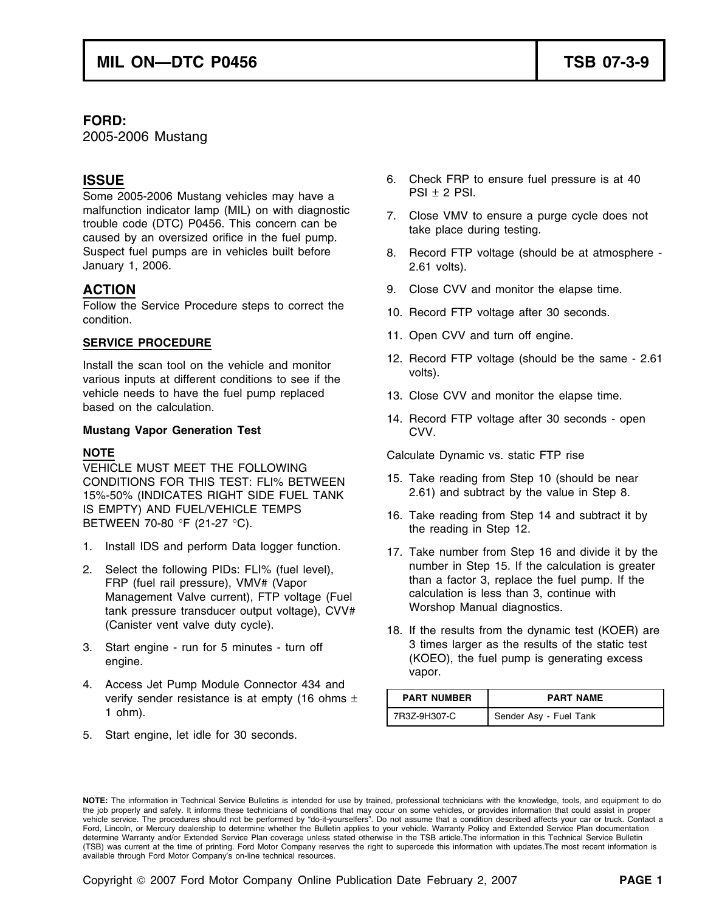# MIL ON—DTC P0456 | TSB 07-3-9

**FORD:**
2005-2006 Mustang

## ISSUE

Some 2005-2006 Mustang vehicles may have a malfunction indicator lamp (MIL) on with diagnostic trouble code (DTC) P0456. This concern can be caused by an oversized orifice in the fuel pump. Suspect fuel pumps are in vehicles built before January 1, 2006.

## ACTION

Follow the Service Procedure steps to correct the condition.

### SERVICE PROCEDURE

Install the scan tool on the vehicle and monitor various inputs at different conditions to see if the vehicle needs to have the fuel pump replaced based on the calculation.

**Mustang Vapor Generation Test**

**NOTE**

VEHICLE MUST MEET THE FOLLOWING CONDITIONS FOR THIS TEST: FLI% BETWEEN 15%-50% (INDICATES RIGHT SIDE FUEL TANK IS EMPTY) AND FUEL/VEHICLE TEMPS BETWEEN 70-80 °F (21-27 °C).

1. Install IDS and perform Data logger function.
2. Select the following PIDs: FLI% (fuel level), FRP (fuel rail pressure), VMV# (Vapor Management Valve current), FTP voltage (Fuel tank pressure transducer output voltage), CVV# (Canister vent valve duty cycle).
3. Start engine - run for 5 minutes - turn off engine.
4. Access Jet Pump Module Connector 434 and verify sender resistance is at empty (16 ohms ± 1 ohm).
5. Start engine, let idle for 30 seconds.
6. Check FRP to ensure fuel pressure is at 40 PSI ± 2 PSI.
7. Close VMV to ensure a purge cycle does not take place during testing.
8. Record FTP voltage (should be at atmosphere - 2.61 volts).
9. Close CVV and monitor the elapse time.
10. Record FTP voltage after 30 seconds.
11. Open CVV and turn off engine.
12. Record FTP voltage (should be the same - 2.61 volts).
13. Close CVV and monitor the elapse time.
14. Record FTP voltage after 30 seconds - open CVV.

Calculate Dynamic vs. static FTP rise

15. Take reading from Step 10 (should be near 2.61) and subtract by the value in Step 8.
16. Take reading from Step 14 and subtract it by the reading in Step 12.
17. Take number from Step 16 and divide it by the number in Step 15. If the calculation is greater than a factor 3, replace the fuel pump. If the calculation is less than 3, continue with Worshop Manual diagnostics.
18. If the results from the dynamic test (KOER) are 3 times larger as the results of the static test (KOEO), the fuel pump is generating excess vapor.

| PART NUMBER | PART NAME |
| --- | --- |
| 7R3Z-9H307-C | Sender Asy - Fuel Tank |

**NOTE:** The information in Technical Service Bulletins is intended for use by trained, professional technicians with the knowledge, tools, and equipment to do the job properly and safely. It informs these technicians of conditions that may occur on some vehicles, or provides information that could assist in proper vehicle service. The procedures should not be performed by "do-it-yourselfers". Do not assume that a condition described affects your car or truck. Contact a Ford, Lincoln, or Mercury dealership to determine whether the Bulletin applies to your vehicle. Warranty Policy and Extended Service Plan documentation determine Warranty and/or Extended Service Plan coverage unless stated otherwise in the TSB article.The information in this Technical Service Bulletin (TSB) was current at the time of printing. Ford Motor Company reserves the right to supercede this information with updates.The most recent information is available through Ford Motor Company's on-line technical resources.

Copyright © 2007 Ford Motor Company Online Publication Date February 2, 2007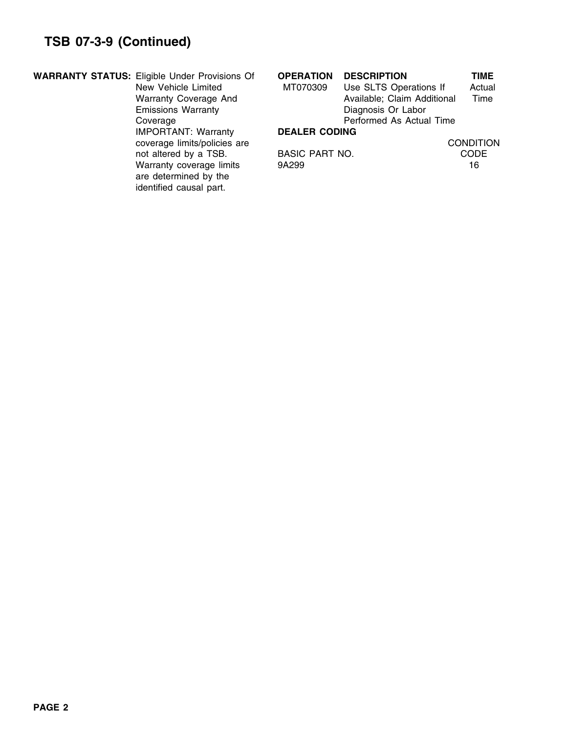# TSB 07-3-9 (Continued)

**WARRANTY STATUS:** Eligible Under Provisions Of New Vehicle Limited Warranty Coverage And Emissions Warranty Coverage

IMPORTANT: Warranty coverage limits/policies are not altered by a TSB. Warranty coverage limits are determined by the identified causal part.

| OPERATION | DESCRIPTION | TIME |
|---|---|---|
| MT070309 | Use SLTS Operations If Available; Claim Additional Diagnosis Or Labor Performed As Actual Time | Actual Time |

**DEALER CODING**

| BASIC PART NO. | CONDITION CODE |
|---|---|
| 9A299 | 16 |